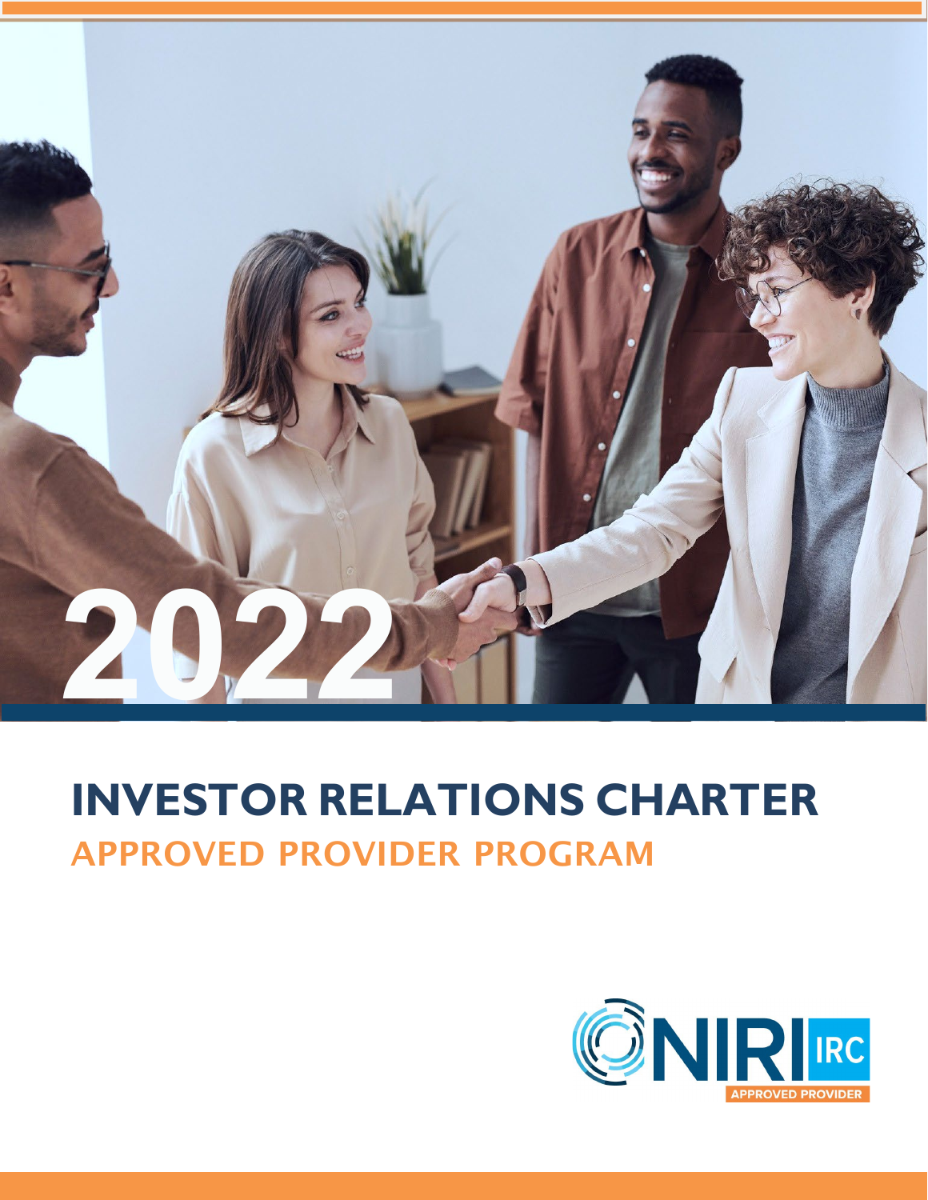2022

# INVESTOR RELATIONS CHARTER

## APPROVED PROVIDER PROGRAM

NIRI IRC APPROVED PROVIDER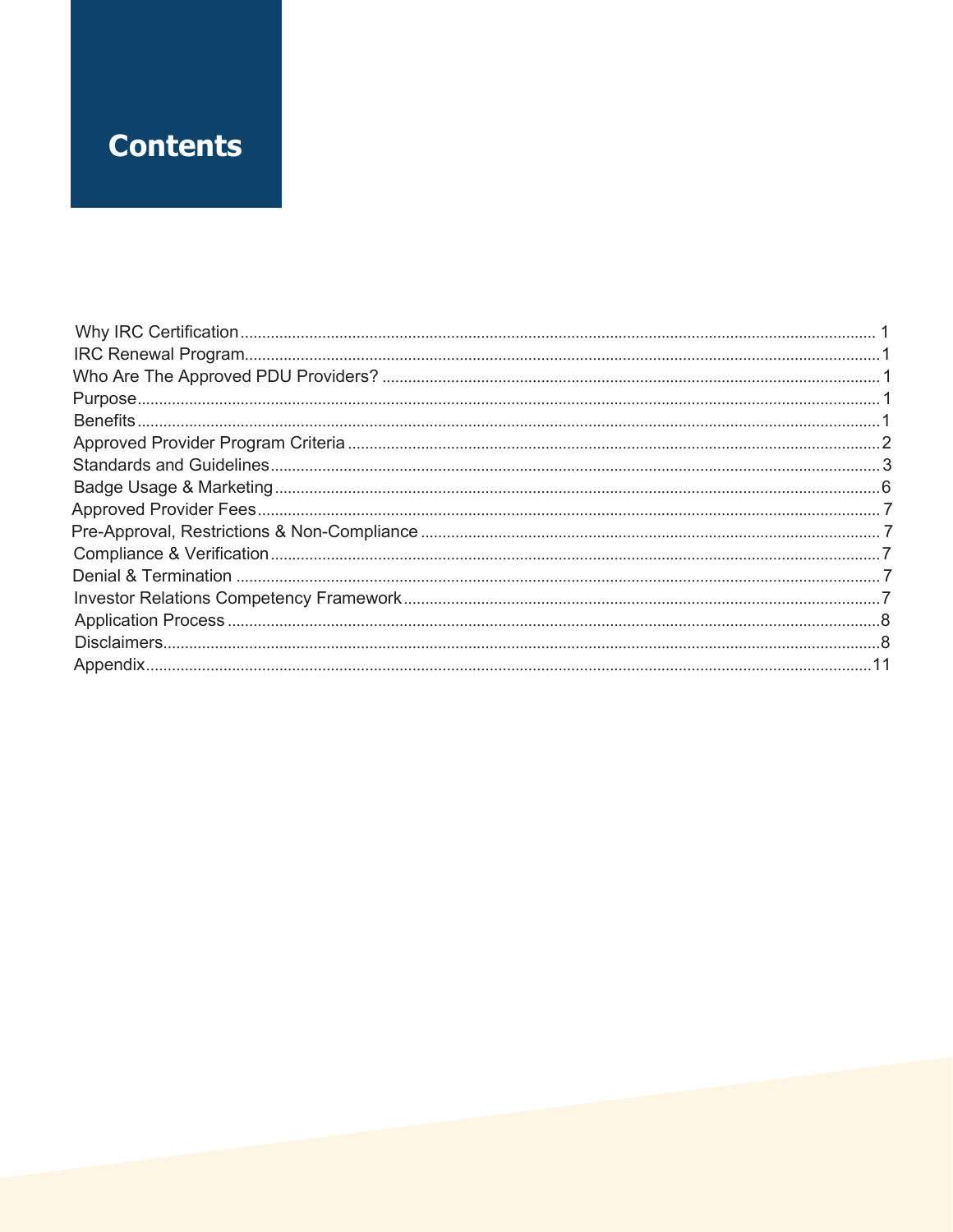# Contents

| Section | Page |
|---|---|
| Why IRC Certification | 1 |
| IRC Renewal Program | 1 |
| Who Are The Approved PDU Providers? | 1 |
| Purpose | 1 |
| Benefits | 1 |
| Approved Provider Program Criteria | 2 |
| Standards and Guidelines | 3 |
| Badge Usage & Marketing | 6 |
| Approved Provider Fees | 7 |
| Pre-Approval, Restrictions & Non-Compliance | 7 |
| Compliance & Verification | 7 |
| Denial & Termination | 7 |
| Investor Relations Competency Framework | 7 |
| Application Process | 8 |
| Disclaimers | 8 |
| Appendix | 11 |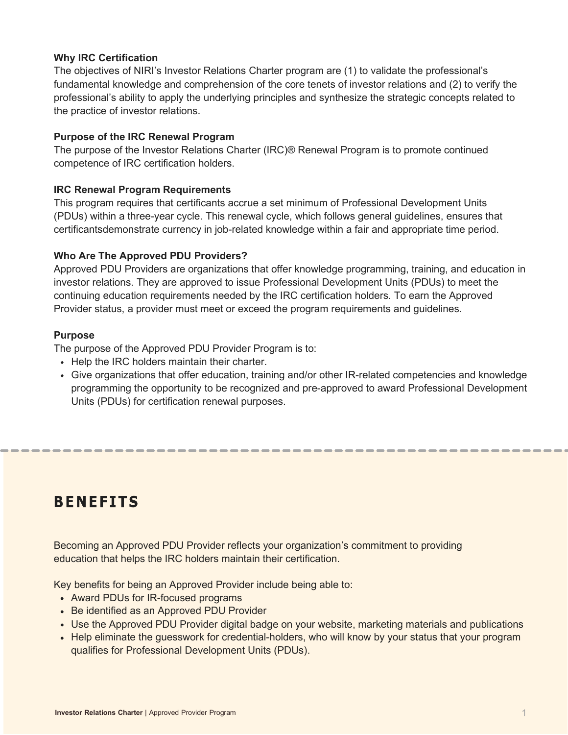**Why IRC Certification**

The objectives of NIRI's Investor Relations Charter program are (1) to validate the professional's fundamental knowledge and comprehension of the core tenets of investor relations and (2) to verify the professional's ability to apply the underlying principles and synthesize the strategic concepts related to the practice of investor relations.

**Purpose of the IRC Renewal Program**

The purpose of the Investor Relations Charter (IRC)® Renewal Program is to promote continued competence of IRC certification holders.

**IRC Renewal Program Requirements**

This program requires that certificants accrue a set minimum of Professional Development Units (PDUs) within a three-year cycle. This renewal cycle, which follows general guidelines, ensures that certificantsdemonstrate currency in job-related knowledge within a fair and appropriate time period.

**Who Are The Approved PDU Providers?**

Approved PDU Providers are organizations that offer knowledge programming, training, and education in investor relations. They are approved to issue Professional Development Units (PDUs) to meet the continuing education requirements needed by the IRC certification holders. To earn the Approved Provider status, a provider must meet or exceed the program requirements and guidelines.

**Purpose**

The purpose of the Approved PDU Provider Program is to:

- Help the IRC holders maintain their charter.
- Give organizations that offer education, training and/or other IR-related competencies and knowledge programming the opportunity to be recognized and pre-approved to award Professional Development Units (PDUs) for certification renewal purposes.

## BENEFITS

Becoming an Approved PDU Provider reflects your organization's commitment to providing education that helps the IRC holders maintain their certification.

Key benefits for being an Approved Provider include being able to:

- Award PDUs for IR-focused programs
- Be identified as an Approved PDU Provider
- Use the Approved PDU Provider digital badge on your website, marketing materials and publications
- Help eliminate the guesswork for credential-holders, who will know by your status that your program qualifies for Professional Development Units (PDUs).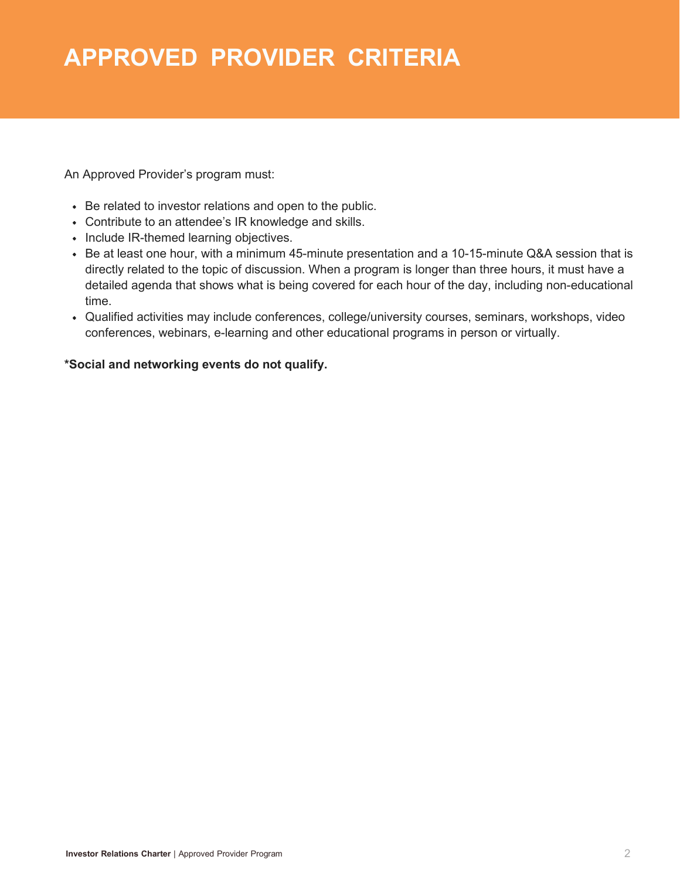# APPROVED PROVIDER CRITERIA

An Approved Provider's program must:

- Be related to investor relations and open to the public.
- Contribute to an attendee's IR knowledge and skills.
- Include IR-themed learning objectives.
- Be at least one hour, with a minimum 45-minute presentation and a 10-15-minute Q&A session that is directly related to the topic of discussion. When a program is longer than three hours, it must have a detailed agenda that shows what is being covered for each hour of the day, including non-educational time.
- Qualified activities may include conferences, college/university courses, seminars, workshops, video conferences, webinars, e-learning and other educational programs in person or virtually.

**\*Social and networking events do not qualify.**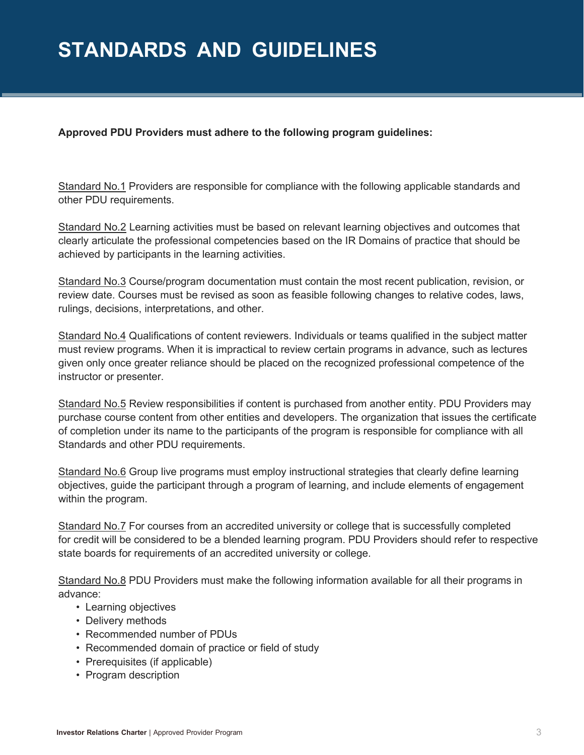# STANDARDS AND GUIDELINES

**Approved PDU Providers must adhere to the following program guidelines:**

Standard No.1 Providers are responsible for compliance with the following applicable standards and other PDU requirements.

Standard No.2 Learning activities must be based on relevant learning objectives and outcomes that clearly articulate the professional competencies based on the IR Domains of practice that should be achieved by participants in the learning activities.

Standard No.3 Course/program documentation must contain the most recent publication, revision, or review date. Courses must be revised as soon as feasible following changes to relative codes, laws, rulings, decisions, interpretations, and other.

Standard No.4 Qualifications of content reviewers. Individuals or teams qualified in the subject matter must review programs. When it is impractical to review certain programs in advance, such as lectures given only once greater reliance should be placed on the recognized professional competence of the instructor or presenter.

Standard No.5 Review responsibilities if content is purchased from another entity. PDU Providers may purchase course content from other entities and developers. The organization that issues the certificate of completion under its name to the participants of the program is responsible for compliance with all Standards and other PDU requirements.

Standard No.6 Group live programs must employ instructional strategies that clearly define learning objectives, guide the participant through a program of learning, and include elements of engagement within the program.

Standard No.7 For courses from an accredited university or college that is successfully completed for credit will be considered to be a blended learning program. PDU Providers should refer to respective state boards for requirements of an accredited university or college.

Standard No.8 PDU Providers must make the following information available for all their programs in advance:

- Learning objectives
- Delivery methods
- Recommended number of PDUs
- Recommended domain of practice or field of study
- Prerequisites (if applicable)
- Program description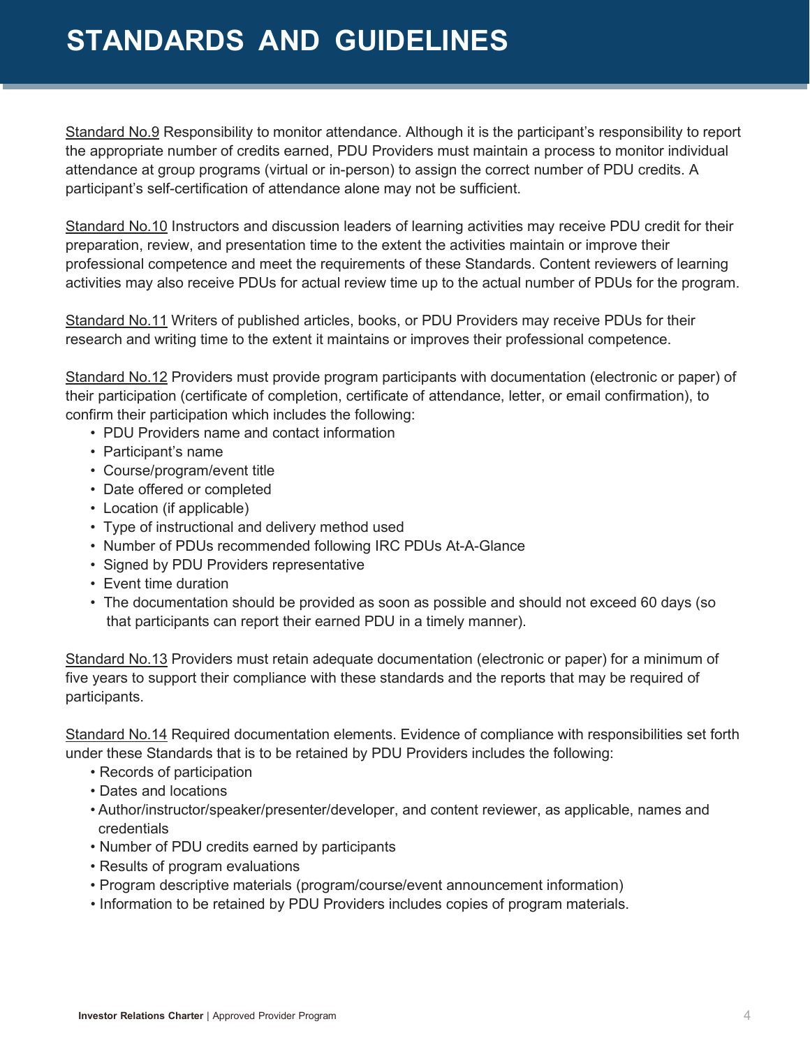# STANDARDS AND GUIDELINES

<u>Standard No.9</u> Responsibility to monitor attendance. Although it is the participant's responsibility to report the appropriate number of credits earned, PDU Providers must maintain a process to monitor individual attendance at group programs (virtual or in-person) to assign the correct number of PDU credits. A participant's self-certification of attendance alone may not be sufficient.

<u>Standard No.10</u> Instructors and discussion leaders of learning activities may receive PDU credit for their preparation, review, and presentation time to the extent the activities maintain or improve their professional competence and meet the requirements of these Standards. Content reviewers of learning activities may also receive PDUs for actual review time up to the actual number of PDUs for the program.

<u>Standard No.11</u> Writers of published articles, books, or PDU Providers may receive PDUs for their research and writing time to the extent it maintains or improves their professional competence.

<u>Standard No.12</u> Providers must provide program participants with documentation (electronic or paper) of their participation (certificate of completion, certificate of attendance, letter, or email confirmation), to confirm their participation which includes the following:

- PDU Providers name and contact information
- Participant's name
- Course/program/event title
- Date offered or completed
- Location (if applicable)
- Type of instructional and delivery method used
- Number of PDUs recommended following IRC PDUs At-A-Glance
- Signed by PDU Providers representative
- Event time duration
- The documentation should be provided as soon as possible and should not exceed 60 days (so that participants can report their earned PDU in a timely manner).

<u>Standard No.13</u> Providers must retain adequate documentation (electronic or paper) for a minimum of five years to support their compliance with these standards and the reports that may be required of participants.

<u>Standard No.14</u> Required documentation elements. Evidence of compliance with responsibilities set forth under these Standards that is to be retained by PDU Providers includes the following:

- Records of participation
- Dates and locations
- Author/instructor/speaker/presenter/developer, and content reviewer, as applicable, names and credentials
- Number of PDU credits earned by participants
- Results of program evaluations
- Program descriptive materials (program/course/event announcement information)
- Information to be retained by PDU Providers includes copies of program materials.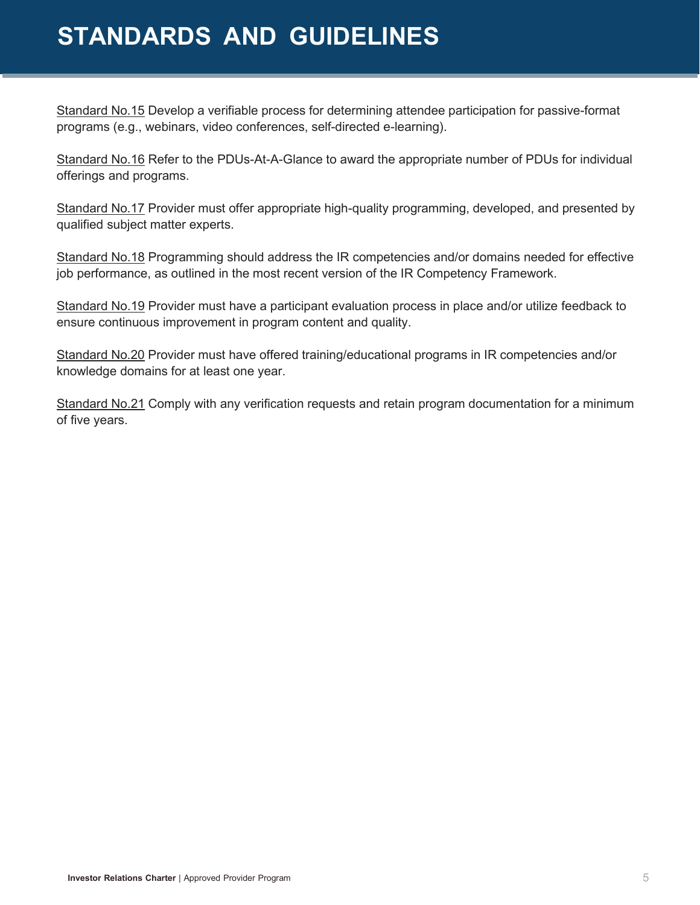# STANDARDS AND GUIDELINES

Standard No.15 Develop a verifiable process for determining attendee participation for passive-format programs (e.g., webinars, video conferences, self-directed e-learning).

Standard No.16 Refer to the PDUs-At-A-Glance to award the appropriate number of PDUs for individual offerings and programs.

Standard No.17 Provider must offer appropriate high-quality programming, developed, and presented by qualified subject matter experts.

Standard No.18 Programming should address the IR competencies and/or domains needed for effective job performance, as outlined in the most recent version of the IR Competency Framework.

Standard No.19 Provider must have a participant evaluation process in place and/or utilize feedback to ensure continuous improvement in program content and quality.

Standard No.20 Provider must have offered training/educational programs in IR competencies and/or knowledge domains for at least one year.

Standard No.21 Comply with any verification requests and retain program documentation for a minimum of five years.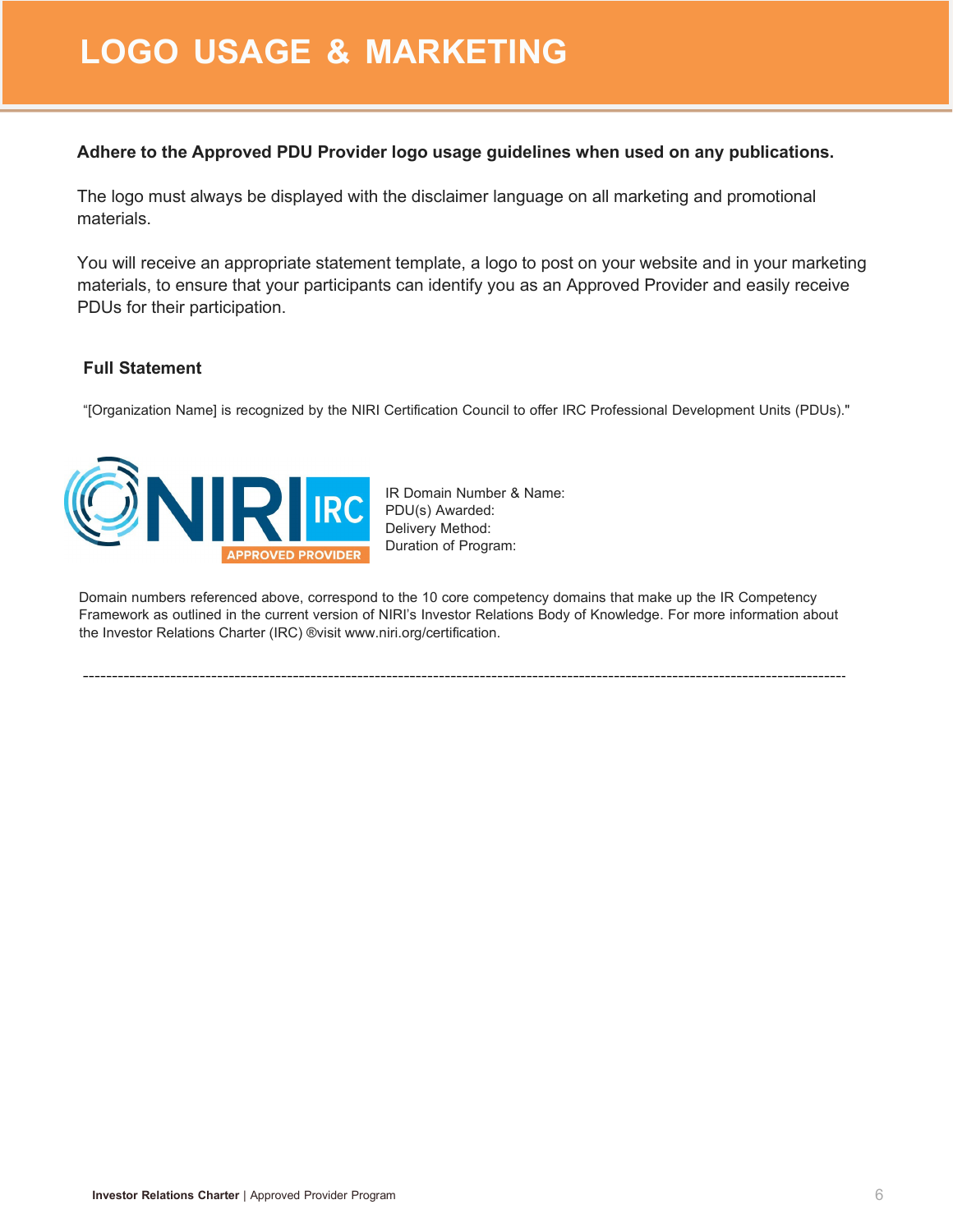# LOGO USAGE & MARKETING

**Adhere to the Approved PDU Provider logo usage guidelines when used on any publications.**

The logo must always be displayed with the disclaimer language on all marketing and promotional materials.

You will receive an appropriate statement template, a logo to post on your website and in your marketing materials, to ensure that your participants can identify you as an Approved Provider and easily receive PDUs for their participation.

**Full Statement**

“[Organization Name] is recognized by the NIRI Certification Council to offer IRC Professional Development Units (PDUs)."

NIRI IRC APPROVED PROVIDER

IR Domain Number & Name:
PDU(s) Awarded:
Delivery Method:
Duration of Program:

Domain numbers referenced above, correspond to the 10 core competency domains that make up the IR Competency Framework as outlined in the current version of NIRI’s Investor Relations Body of Knowledge. For more information about the Investor Relations Charter (IRC) ®visit www.niri.org/certification.

---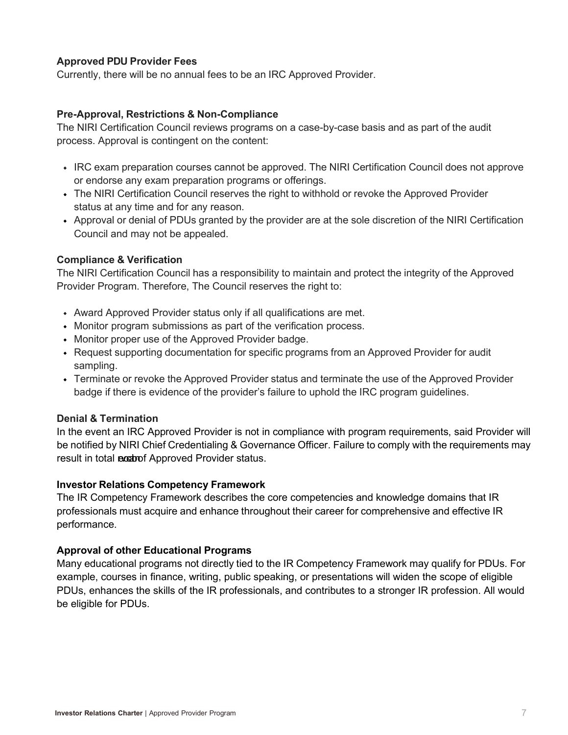**Approved PDU Provider Fees**

Currently, there will be no annual fees to be an IRC Approved Provider.

**Pre-Approval, Restrictions & Non-Compliance**

The NIRI Certification Council reviews programs on a case-by-case basis and as part of the audit process. Approval is contingent on the content:

- IRC exam preparation courses cannot be approved. The NIRI Certification Council does not approve or endorse any exam preparation programs or offerings.
- The NIRI Certification Council reserves the right to withhold or revoke the Approved Provider status at any time and for any reason.
- Approval or denial of PDUs granted by the provider are at the sole discretion of the NIRI Certification Council and may not be appealed.

**Compliance & Verification**

The NIRI Certification Council has a responsibility to maintain and protect the integrity of the Approved Provider Program. Therefore, The Council reserves the right to:

- Award Approved Provider status only if all qualifications are met.
- Monitor program submissions as part of the verification process.
- Monitor proper use of the Approved Provider badge.
- Request supporting documentation for specific programs from an Approved Provider for audit sampling.
- Terminate or revoke the Approved Provider status and terminate the use of the Approved Provider badge if there is evidence of the provider's failure to uphold the IRC program guidelines.

**Denial & Termination**

In the event an IRC Approved Provider is not in compliance with program requirements, said Provider will be notified by NIRI Chief Credentialing & Governance Officer. Failure to comply with the requirements may result in total revocation of Approved Provider status.

**Investor Relations Competency Framework**

The IR Competency Framework describes the core competencies and knowledge domains that IR professionals must acquire and enhance throughout their career for comprehensive and effective IR performance.

**Approval of other Educational Programs**

Many educational programs not directly tied to the IR Competency Framework may qualify for PDUs. For example, courses in finance, writing, public speaking, or presentations will widen the scope of eligible PDUs, enhances the skills of the IR professionals, and contributes to a stronger IR profession. All would be eligible for PDUs.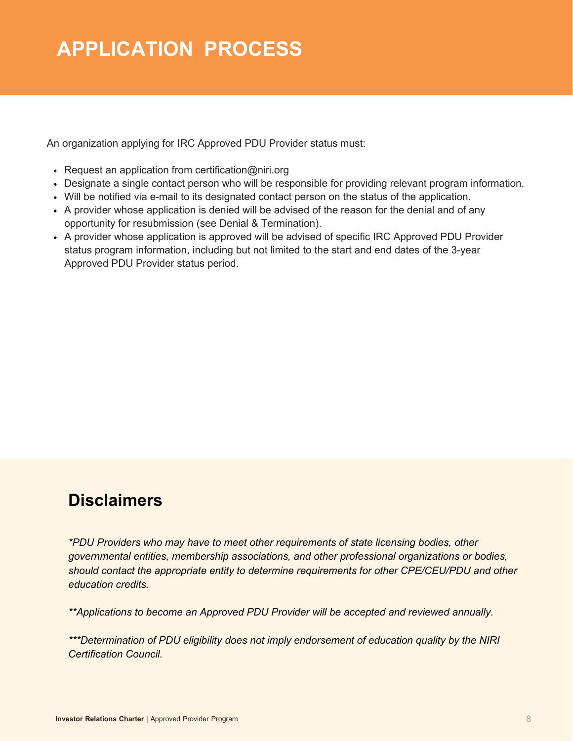# APPLICATION PROCESS

An organization applying for IRC Approved PDU Provider status must:

- Request an application from certification@niri.org
- Designate a single contact person who will be responsible for providing relevant program information.
- Will be notified via e-mail to its designated contact person on the status of the application.
- A provider whose application is denied will be advised of the reason for the denial and of any opportunity for resubmission (see Denial & Termination).
- A provider whose application is approved will be advised of specific IRC Approved PDU Provider status program information, including but not limited to the start and end dates of the 3-year Approved PDU Provider status period.

## Disclaimers

*\*PDU Providers who may have to meet other requirements of state licensing bodies, other governmental entities, membership associations, and other professional organizations or bodies, should contact the appropriate entity to determine requirements for other CPE/CEU/PDU and other education credits.*

*\*\*Applications to become an Approved PDU Provider will be accepted and reviewed annually.*

*\*\*\*Determination of PDU eligibility does not imply endorsement of education quality by the NIRI Certification Council.*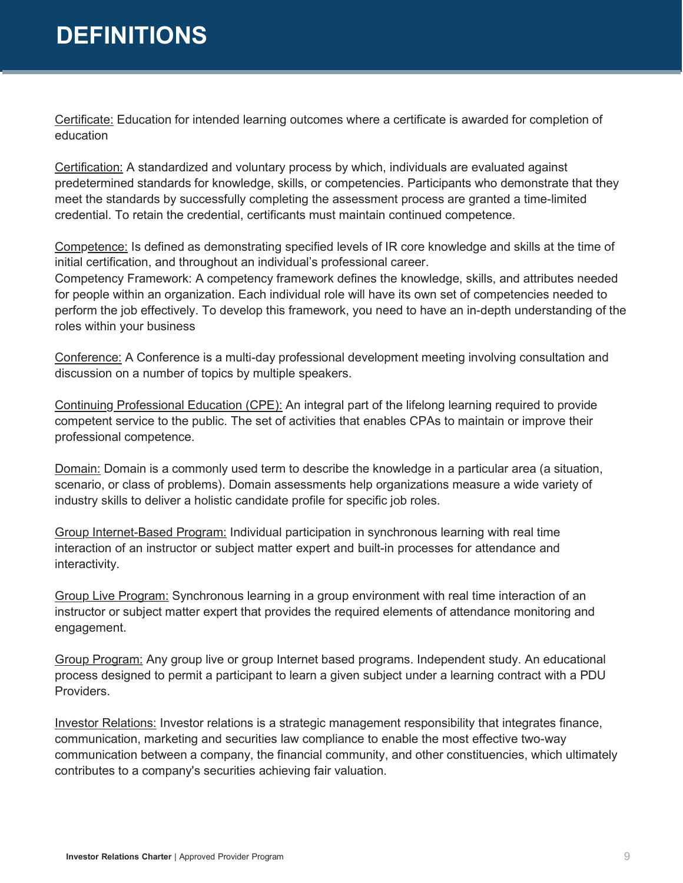# DEFINITIONS

Certificate: Education for intended learning outcomes where a certificate is awarded for completion of education

Certification: A standardized and voluntary process by which, individuals are evaluated against predetermined standards for knowledge, skills, or competencies. Participants who demonstrate that they meet the standards by successfully completing the assessment process are granted a time-limited credential. To retain the credential, certificants must maintain continued competence.

Competence: Is defined as demonstrating specified levels of IR core knowledge and skills at the time of initial certification, and throughout an individual's professional career.
Competency Framework: A competency framework defines the knowledge, skills, and attributes needed for people within an organization. Each individual role will have its own set of competencies needed to perform the job effectively. To develop this framework, you need to have an in-depth understanding of the roles within your business

Conference: A Conference is a multi-day professional development meeting involving consultation and discussion on a number of topics by multiple speakers.

Continuing Professional Education (CPE): An integral part of the lifelong learning required to provide competent service to the public. The set of activities that enables CPAs to maintain or improve their professional competence.

Domain: Domain is a commonly used term to describe the knowledge in a particular area (a situation, scenario, or class of problems). Domain assessments help organizations measure a wide variety of industry skills to deliver a holistic candidate profile for specific job roles.

Group Internet-Based Program: Individual participation in synchronous learning with real time interaction of an instructor or subject matter expert and built-in processes for attendance and interactivity.

Group Live Program: Synchronous learning in a group environment with real time interaction of an instructor or subject matter expert that provides the required elements of attendance monitoring and engagement.

Group Program: Any group live or group Internet based programs. Independent study. An educational process designed to permit a participant to learn a given subject under a learning contract with a PDU Providers.

Investor Relations: Investor relations is a strategic management responsibility that integrates finance, communication, marketing and securities law compliance to enable the most effective two-way communication between a company, the financial community, and other constituencies, which ultimately contributes to a company's securities achieving fair valuation.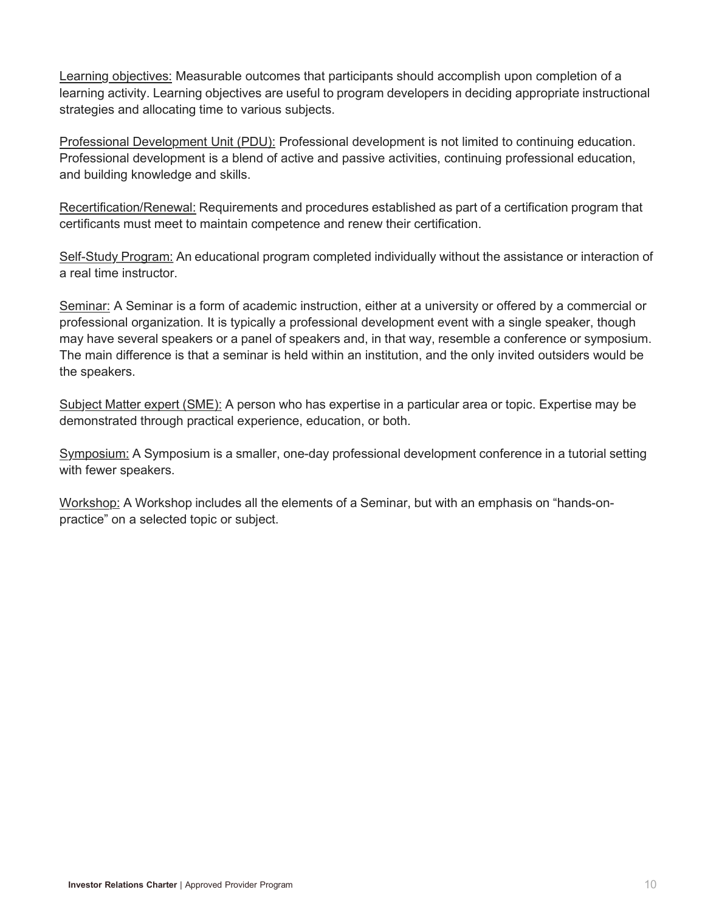Learning objectives: Measurable outcomes that participants should accomplish upon completion of a learning activity. Learning objectives are useful to program developers in deciding appropriate instructional strategies and allocating time to various subjects.

Professional Development Unit (PDU): Professional development is not limited to continuing education. Professional development is a blend of active and passive activities, continuing professional education, and building knowledge and skills.

Recertification/Renewal: Requirements and procedures established as part of a certification program that certificants must meet to maintain competence and renew their certification.

Self-Study Program: An educational program completed individually without the assistance or interaction of a real time instructor.

Seminar: A Seminar is a form of academic instruction, either at a university or offered by a commercial or professional organization. It is typically a professional development event with a single speaker, though may have several speakers or a panel of speakers and, in that way, resemble a conference or symposium. The main difference is that a seminar is held within an institution, and the only invited outsiders would be the speakers.

Subject Matter expert (SME): A person who has expertise in a particular area or topic. Expertise may be demonstrated through practical experience, education, or both.

Symposium: A Symposium is a smaller, one-day professional development conference in a tutorial setting with fewer speakers.

Workshop: A Workshop includes all the elements of a Seminar, but with an emphasis on "hands-on-practice" on a selected topic or subject.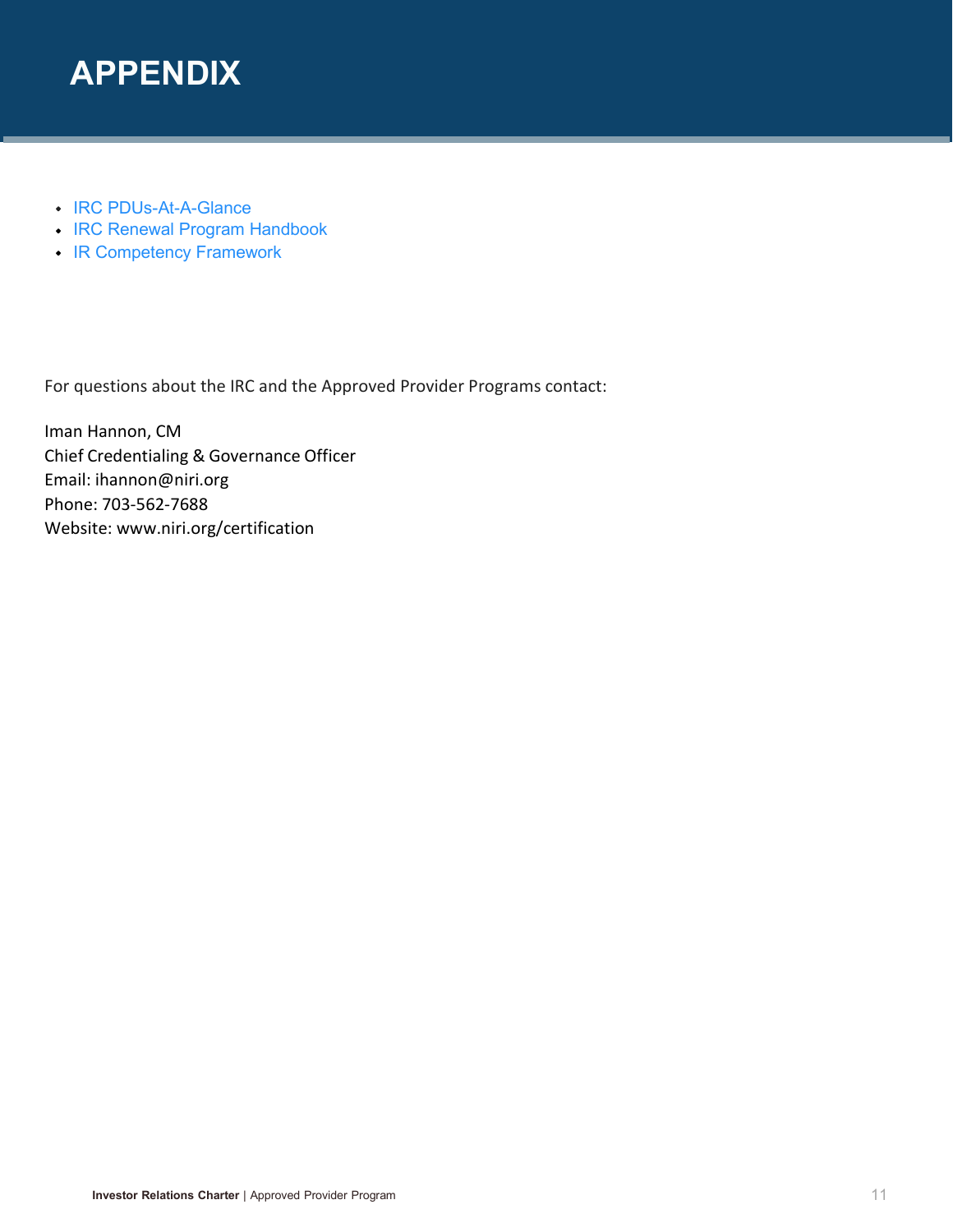# APPENDIX

- IRC PDUs-At-A-Glance
- IRC Renewal Program Handbook
- IR Competency Framework

For questions about the IRC and the Approved Provider Programs contact:

Iman Hannon, CM
Chief Credentialing & Governance Officer
Email: ihannon@niri.org
Phone: 703-562-7688
Website: www.niri.org/certification